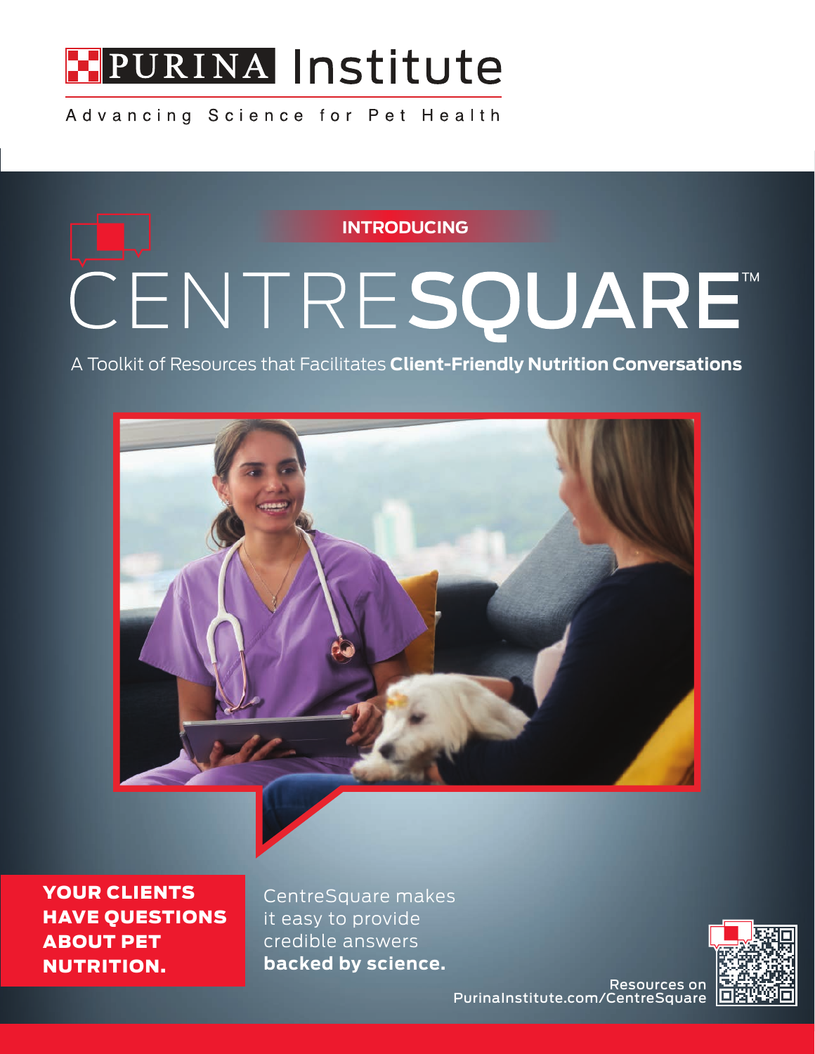# PURINA Institute

Advancing Science for Pet Health

INTRODUCING

# CENTRESQUARE™

A Toolkit of Resources that Facilitates **Client-Friendly Nutrition Conversations**

**YOUR CLIENTS HAVE QUESTIONS ABOUT PET NUTRITION.**

CentreSquare makes it easy to provide credible answers **backed by science.**

Resources on PurinaInstitute.com/CentreSquare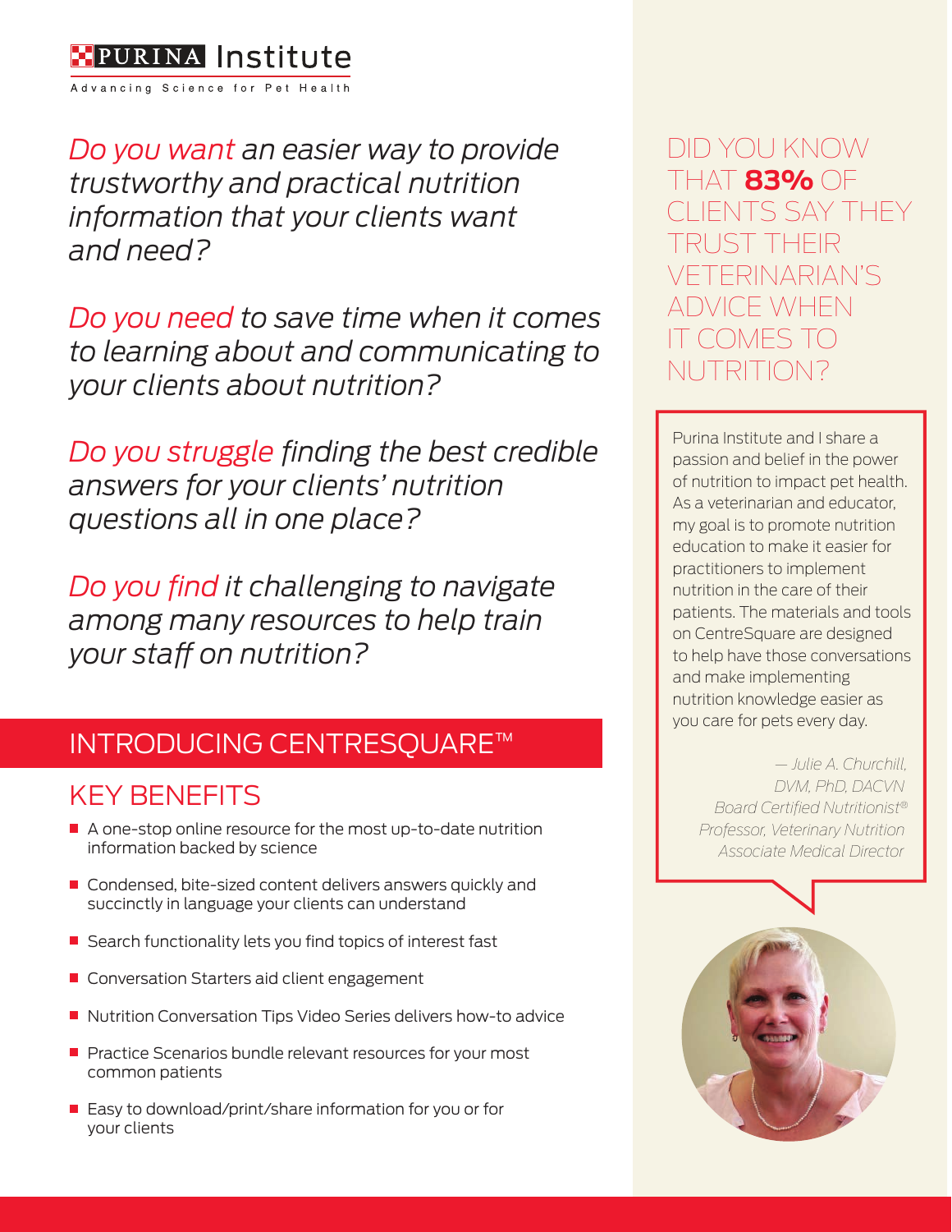**PURINA Institute**

Advancing Science for Pet Health

*Do you want an easier way to provide trustworthy and practical nutrition information that your clients want and need?*

*Do you need to save time when it comes to learning about and communicating to your clients about nutrition?*

*Do you struggle finding the best credible answers for your clients' nutrition questions all in one place?*

*Do you find it challenging to navigate among many resources to help train your staff on nutrition?*

## INTRODUCING CENTRESQUARE™

## KEY BENEFITS

- A one-stop online resource for the most up-to-date nutrition information backed by science
- Condensed, bite-sized content delivers answers quickly and succinctly in language your clients can understand
- Search functionality lets you find topics of interest fast
- Conversation Starters aid client engagement
- Nutrition Conversation Tips Video Series delivers how-to advice
- Practice Scenarios bundle relevant resources for your most common patients
- Easy to download/print/share information for you or for your clients

DID YOU KNOW THAT **83%** OF CLIENTS SAY THEY TRUST THEIR VETERINARIAN'S ADVICE WHEN IT COMES TO NUTRITION?

Purina Institute and I share a passion and belief in the power of nutrition to impact pet health. As a veterinarian and educator, my goal is to promote nutrition education to make it easier for practitioners to implement nutrition in the care of their patients. The materials and tools on CentreSquare are designed to help have those conversations and make implementing nutrition knowledge easier as you care for pets every day.

*— Julie A. Churchill, DVM, PhD, DACVN*
*Board Certified Nutritionist®*
*Professor, Veterinary Nutrition*
*Associate Medical Director*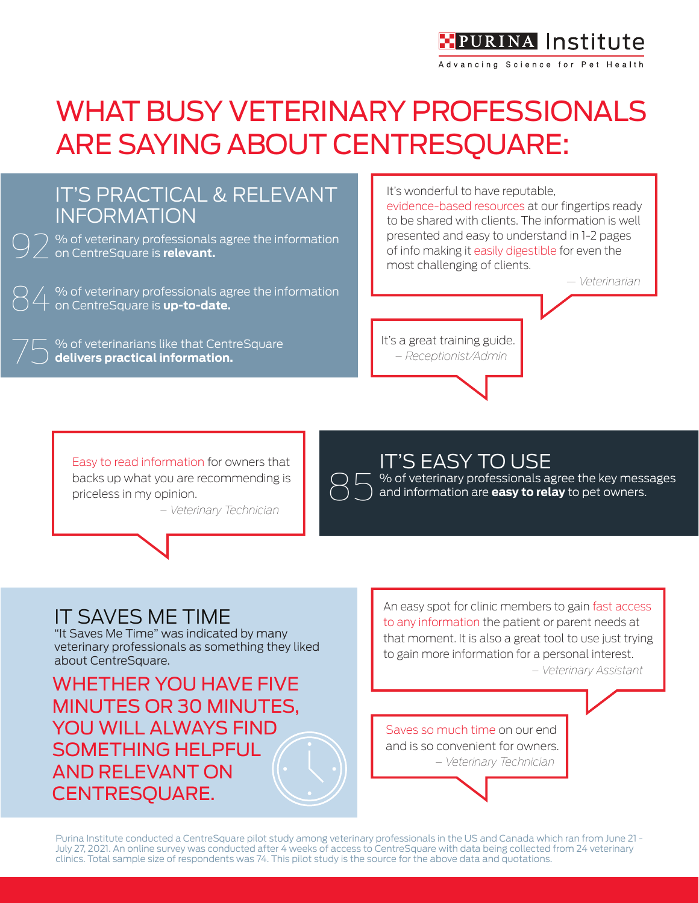# WHAT BUSY VETERINARY PROFESSIONALS ARE SAYING ABOUT CENTRESQUARE:

## IT'S PRACTICAL & RELEVANT INFORMATION

**92** % of veterinary professionals agree the information on CentreSquare is **relevant.**

**84** % of veterinary professionals agree the information on CentreSquare is **up-to-date.**

**75** % of veterinarians like that CentreSquare **delivers practical information.**

> It's wonderful to have reputable, evidence-based resources at our fingertips ready to be shared with clients. The information is well presented and easy to understand in 1-2 pages of info making it easily digestible for even the most challenging of clients.
>
> *— Veterinarian*

> It's a great training guide.
>
> *– Receptionist/Admin*

> Easy to read information for owners that backs up what you are recommending is priceless in my opinion.
>
> *– Veterinary Technician*

## IT'S EASY TO USE

**85** % of veterinary professionals agree the key messages and information are **easy to relay** to pet owners.

## IT SAVES ME TIME

"It Saves Me Time" was indicated by many veterinary professionals as something they liked about CentreSquare.

**WHETHER YOU HAVE FIVE MINUTES OR 30 MINUTES, YOU WILL ALWAYS FIND SOMETHING HELPFUL AND RELEVANT ON CENTRESQUARE.**

> An easy spot for clinic members to gain fast access to any information the patient or parent needs at that moment. It is also a great tool to use just trying to gain more information for a personal interest.
>
> *– Veterinary Assistant*

> Saves so much time on our end and is so convenient for owners.
>
> *– Veterinary Technician*

Purina Institute conducted a CentreSquare pilot study among veterinary professionals in the US and Canada which ran from June 21 - July 27, 2021. An online survey was conducted after 4 weeks of access to CentreSquare with data being collected from 24 veterinary clinics. Total sample size of respondents was 74. This pilot study is the source for the above data and quotations.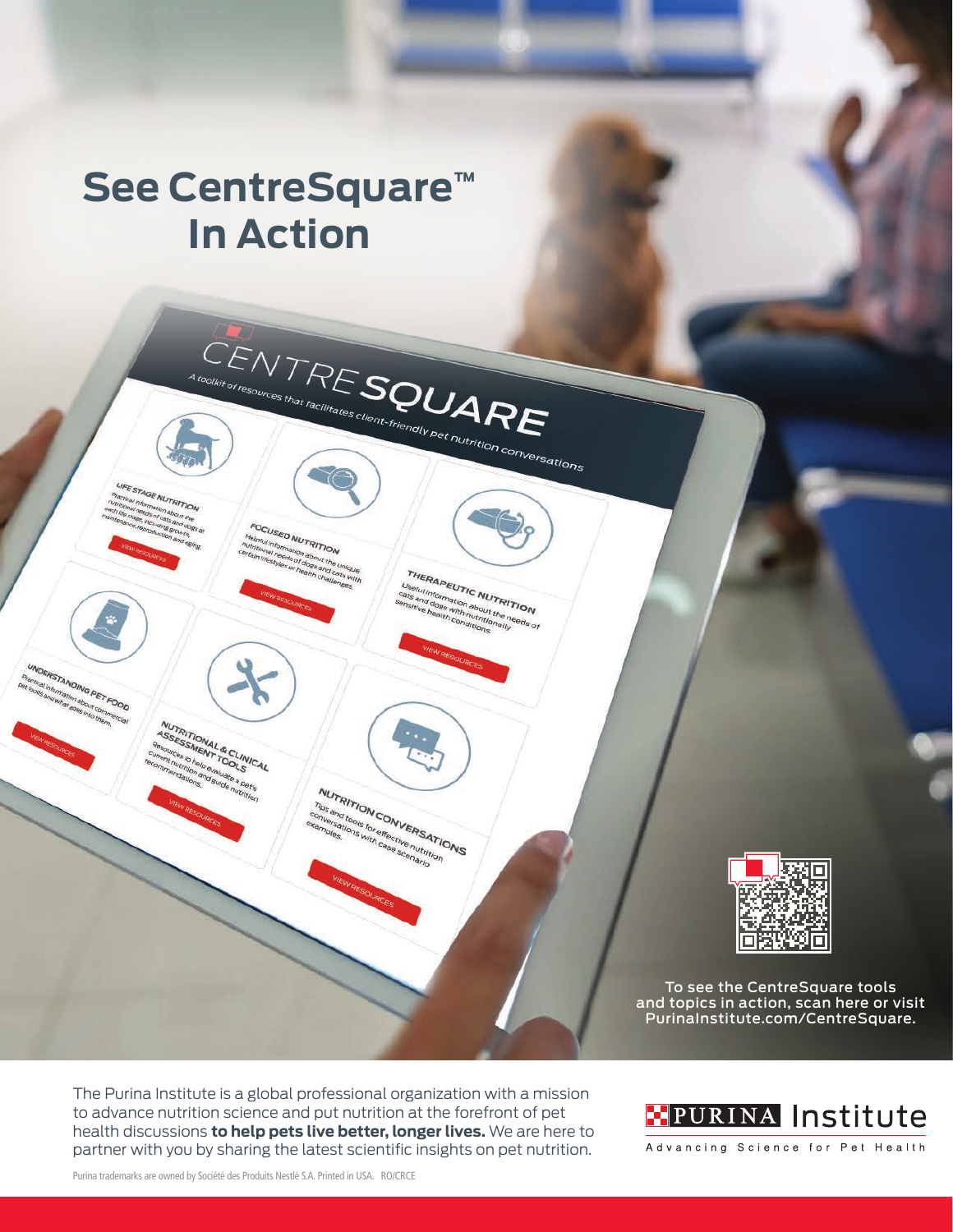# See CentreSquare™ In Action

To see the CentreSquare tools and topics in action, scan here or visit PurinaInstitute.com/CentreSquare.

The Purina Institute is a global professional organization with a mission to advance nutrition science and put nutrition at the forefront of pet health discussions **to help pets live better, longer lives.** We are here to partner with you by sharing the latest scientific insights on pet nutrition.

PURINA Institute

Advancing Science for Pet Health

Purina trademarks are owned by Société des Produits Nestlé S.A. Printed in USA. RO/CRCE